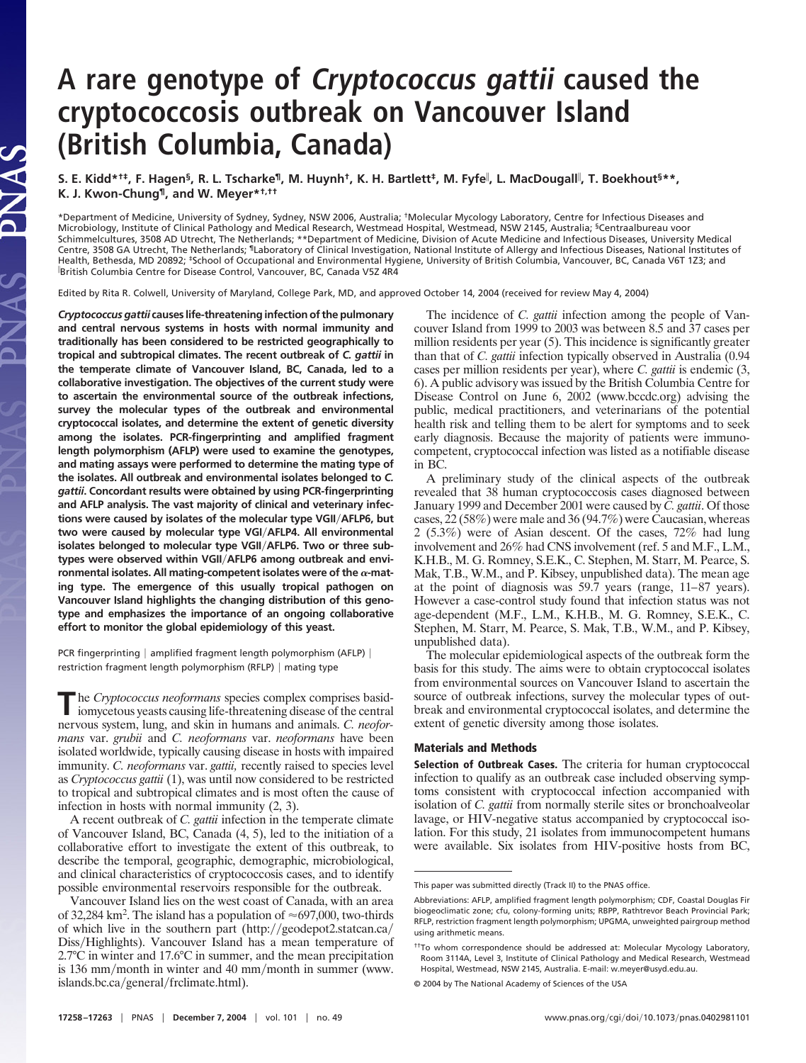# A rare genotype of *Cryptococcus gattii* caused the cryptococcosis outbreak on Vancouver Island (British Columbia, Canada)

**S. E. Kidd*†‡, F. Hagen§, R. L. Tscharke¶, M. Huynh†, K. H. Bartlett‡, M. Fyfe‖, L. MacDougall‖, T. Boekhout§**, K. J. Kwon-Chung¶, and W. Meyer*†,††**

*Department of Medicine, University of Sydney, Sydney, NSW 2006, Australia; †Molecular Mycology Laboratory, Centre for Infectious Diseases and Microbiology, Institute of Clinical Pathology and Medical Research, Westmead Hospital, Westmead, NSW 2145, Australia; §Centraalbureau voor Schimmelcultures, 3508 AD Utrecht, The Netherlands; **Department of Medicine, Division of Acute Medicine and Infectious Diseases, University Medical Centre, 3508 GA Utrecht, The Netherlands; ¶Laboratory of Clinical Investigation, National Institute of Allergy and Infectious Diseases, National Institutes of Health, Bethesda, MD 20892; ‡School of Occupational and Environmental Hygiene, University of British Columbia, Vancouver, BC, Canada V6T 1Z3; and ‖British Columbia Centre for Disease Control, Vancouver, BC, Canada V5Z 4R4

Edited by Rita R. Colwell, University of Maryland, College Park, MD, and approved October 14, 2004 (received for review May 4, 2004)

***Cryptococcus gattii*** **causes life-threatening infection of the pulmonary and central nervous systems in hosts with normal immunity and traditionally has been considered to be restricted geographically to tropical and subtropical climates. The recent outbreak of *C. gattii* in the temperate climate of Vancouver Island, BC, Canada, led to a collaborative investigation. The objectives of the current study were to ascertain the environmental source of the outbreak infections, survey the molecular types of the outbreak and environmental cryptococcal isolates, and determine the extent of genetic diversity among the isolates. PCR-fingerprinting and amplified fragment length polymorphism (AFLP) were used to examine the genotypes, and mating assays were performed to determine the mating type of the isolates. All outbreak and environmental isolates belonged to *C. gattii*. Concordant results were obtained by using PCR-fingerprinting and AFLP analysis. The vast majority of clinical and veterinary infections were caused by isolates of the molecular type VGII/AFLP6, but two were caused by molecular type VGI/AFLP4. All environmental isolates belonged to molecular type VGII/AFLP6. Two or three subtypes were observed within VGII/AFLP6 among outbreak and environmental isolates. All mating-competent isolates were of the α-mating type. The emergence of this usually tropical pathogen on Vancouver Island highlights the changing distribution of this genotype and emphasizes the importance of an ongoing collaborative effort to monitor the global epidemiology of this yeast.**

PCR fingerprinting | amplified fragment length polymorphism (AFLP) | restriction fragment length polymorphism (RFLP) | mating type

The *Cryptococcus neoformans* species complex comprises basidiomycetous yeasts causing life-threatening disease of the central nervous system, lung, and skin in humans and animals. *C. neoformans* var. *grubii* and *C. neoformans* var. *neoformans* have been isolated worldwide, typically causing disease in hosts with impaired immunity. *C. neoformans* var. *gattii,* recently raised to species level as *Cryptococcus gattii* (1), was until now considered to be restricted to tropical and subtropical climates and is most often the cause of infection in hosts with normal immunity (2, 3).

A recent outbreak of *C. gattii* infection in the temperate climate of Vancouver Island, BC, Canada (4, 5), led to the initiation of a collaborative effort to investigate the extent of this outbreak, to describe the temporal, geographic, demographic, microbiological, and clinical characteristics of cryptococcosis cases, and to identify possible environmental reservoirs responsible for the outbreak.

Vancouver Island lies on the west coast of Canada, with an area of 32,284 km². The island has a population of ≈697,000, two-thirds of which live in the southern part (http://geodepot2.statcan.ca/Diss/Highlights). Vancouver Island has a mean temperature of 2.7°C in winter and 17.6°C in summer, and the mean precipitation is 136 mm/month in winter and 40 mm/month in summer (www.islands.bc.ca/general/frclimate.html).

The incidence of *C. gattii* infection among the people of Vancouver Island from 1999 to 2003 was between 8.5 and 37 cases per million residents per year (5). This incidence is significantly greater than that of *C. gattii* infection typically observed in Australia (0.94 cases per million residents per year), where *C. gattii* is endemic (3, 6). A public advisory was issued by the British Columbia Centre for Disease Control on June 6, 2002 (www.bccdc.org) advising the public, medical practitioners, and veterinarians of the potential health risk and telling them to be alert for symptoms and to seek early diagnosis. Because the majority of patients were immunocompetent, cryptococcal infection was listed as a notifiable disease in BC.

A preliminary study of the clinical aspects of the outbreak revealed that 38 human cryptococcosis cases diagnosed between January 1999 and December 2001 were caused by *C. gattii*. Of those cases, 22 (58%) were male and 36 (94.7%) were Caucasian, whereas 2 (5.3%) were of Asian descent. Of the cases, 72% had lung involvement and 26% had CNS involvement (ref. 5 and M.F., L.M., K.H.B., M. G. Romney, S.E.K., C. Stephen, M. Starr, M. Pearce, S. Mak, T.B., W.M., and P. Kibsey, unpublished data). The mean age at the point of diagnosis was 59.7 years (range, 11–87 years). However a case-control study found that infection status was not age-dependent (M.F., L.M., K.H.B., M. G. Romney, S.E.K., C. Stephen, M. Starr, M. Pearce, S. Mak, T.B., W.M., and P. Kibsey, unpublished data).

The molecular epidemiological aspects of the outbreak form the basis for this study. The aims were to obtain cryptococcal isolates from environmental sources on Vancouver Island to ascertain the source of outbreak infections, survey the molecular types of outbreak and environmental cryptococcal isolates, and determine the extent of genetic diversity among those isolates.

## Materials and Methods

**Selection of Outbreak Cases.** The criteria for human cryptococcal infection to qualify as an outbreak case included observing symptoms consistent with cryptococcal infection accompanied with isolation of *C. gattii* from normally sterile sites or bronchoalveolar lavage, or HIV-negative status accompanied by cryptococcal isolation. For this study, 21 isolates from immunocompetent humans were available. Six isolates from HIV-positive hosts from BC,

This paper was submitted directly (Track II) to the PNAS office.

Abbreviations: AFLP, amplified fragment length polymorphism; CDF, Coastal Douglas Fir biogeoclimatic zone; cfu, colony-forming units; RBPP, Rathtrevor Beach Provincial Park; RFLP, restriction fragment length polymorphism; UPGMA, unweighted pairgroup method using arithmetic means.

††To whom correspondence should be addressed at: Molecular Mycology Laboratory, Room 3114A, Level 3, Institute of Clinical Pathology and Medical Research, Westmead Hospital, Westmead, NSW 2145, Australia. E-mail: w.meyer@usyd.edu.au.

© 2004 by The National Academy of Sciences of the USA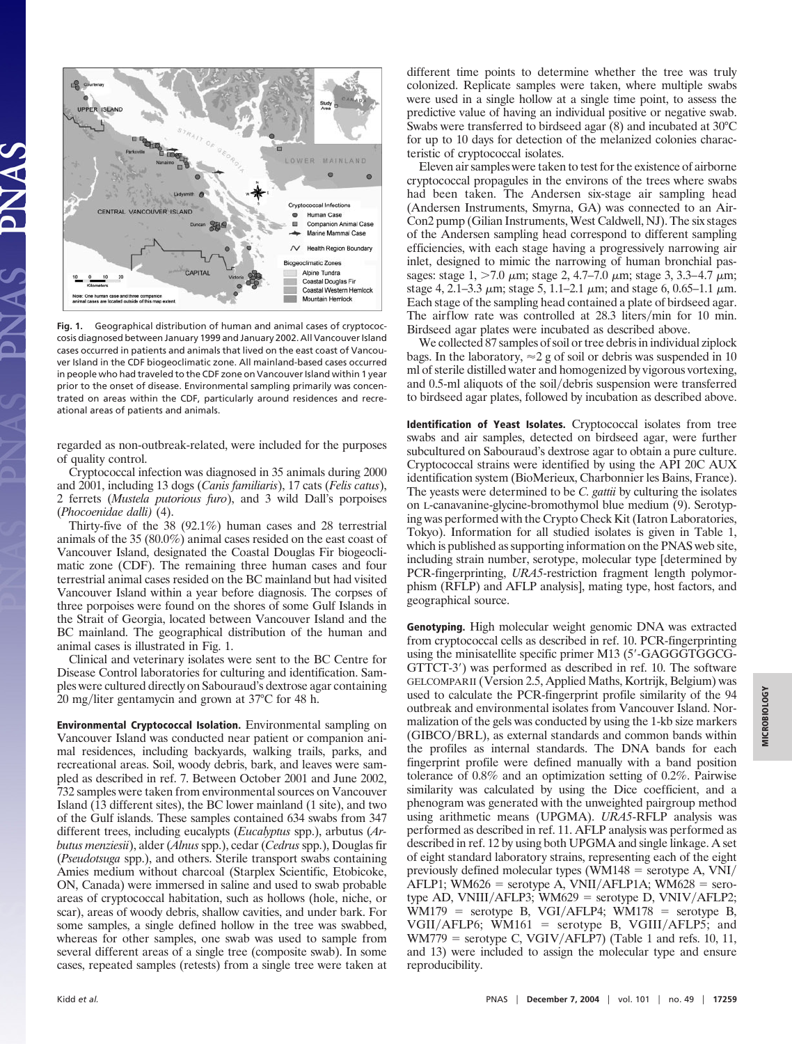**Fig. 1.** Geographical distribution of human and animal cases of cryptococcosis diagnosed between January 1999 and January 2002. All Vancouver Island cases occurred in patients and animals that lived on the east coast of Vancouver Island in the CDF biogeoclimatic zone. All mainland-based cases occurred in people who had traveled to the CDF zone on Vancouver Island within 1 year prior to the onset of disease. Environmental sampling primarily was concentrated on areas within the CDF, particularly around residences and recreational areas of patients and animals.

regarded as non-outbreak-related, were included for the purposes of quality control.

Cryptococcal infection was diagnosed in 35 animals during 2000 and 2001, including 13 dogs (*Canis familiaris*), 17 cats (*Felis catus*), 2 ferrets (*Mustela putorious furo*), and 3 wild Dall's porpoises (*Phocoenidae dalli*) (4).

Thirty-five of the 38 (92.1%) human cases and 28 terrestrial animals of the 35 (80.0%) animal cases resided on the east coast of Vancouver Island, designated the Coastal Douglas Fir biogeoclimatic zone (CDF). The remaining three human cases and four terrestrial animal cases resided on the BC mainland but had visited Vancouver Island within a year before diagnosis. The corpses of three porpoises were found on the shores of some Gulf Islands in the Strait of Georgia, located between Vancouver Island and the BC mainland. The geographical distribution of the human and animal cases is illustrated in Fig. 1.

Clinical and veterinary isolates were sent to the BC Centre for Disease Control laboratories for culturing and identification. Samples were cultured directly on Sabouraud's dextrose agar containing 20 mg/liter gentamycin and grown at 37°C for 48 h.

**Environmental Cryptococcal Isolation.** Environmental sampling on Vancouver Island was conducted near patient or companion animal residences, including backyards, walking trails, parks, and recreational areas. Soil, woody debris, bark, and leaves were sampled as described in ref. 7. Between October 2001 and June 2002, 732 samples were taken from environmental sources on Vancouver Island (13 different sites), the BC lower mainland (1 site), and two of the Gulf islands. These samples contained 634 swabs from 347 different trees, including eucalypts (*Eucalyptus* spp.), arbutus (*Arbutus menziesii*), alder (*Alnus* spp.), cedar (*Cedrus* spp.), Douglas fir (*Pseudotsuga* spp.), and others. Sterile transport swabs containing Amies medium without charcoal (Starplex Scientific, Etobicoke, ON, Canada) were immersed in saline and used to swab probable areas of cryptococcal habitation, such as hollows (hole, niche, or scar), areas of woody debris, shallow cavities, and under bark. For some samples, a single defined hollow in the tree was swabbed, whereas for other samples, one swab was used to sample from several different areas of a single tree (composite swab). In some cases, repeated samples (retests) from a single tree were taken at different time points to determine whether the tree was truly colonized. Replicate samples were taken, where multiple swabs were used in a single hollow at a single time point, to assess the predictive value of having an individual positive or negative swab. Swabs were transferred to birdseed agar (8) and incubated at 30°C for up to 10 days for detection of the melanized colonies characteristic of cryptococcal isolates.

Eleven air samples were taken to test for the existence of airborne cryptococcal propagules in the environs of the trees where swabs had been taken. The Andersen six-stage air sampling head (Andersen Instruments, Smyrna, GA) was connected to an AirCon2 pump (Gilian Instruments, West Caldwell, NJ). The six stages of the Andersen sampling head correspond to different sampling efficiencies, with each stage having a progressively narrowing air inlet, designed to mimic the narrowing of human bronchial passages: stage 1, >7.0 μm; stage 2, 4.7–7.0 μm; stage 3, 3.3–4.7 μm; stage 4, 2.1–3.3 μm; stage 5, 1.1–2.1 μm; and stage 6, 0.65–1.1 μm. Each stage of the sampling head contained a plate of birdseed agar. The airflow rate was controlled at 28.3 liters/min for 10 min. Birdseed agar plates were incubated as described above.

We collected 87 samples of soil or tree debris in individual ziplock bags. In the laboratory, ≈2 g of soil or debris was suspended in 10 ml of sterile distilled water and homogenized by vigorous vortexing, and 0.5-ml aliquots of the soil/debris suspension were transferred to birdseed agar plates, followed by incubation as described above.

**Identification of Yeast Isolates.** Cryptococcal isolates from tree swabs and air samples, detected on birdseed agar, were further subcultured on Sabouraud's dextrose agar to obtain a pure culture. Cryptococcal strains were identified by using the API 20C AUX identification system (BioMerieux, Charbonnier les Bains, France). The yeasts were determined to be *C. gattii* by culturing the isolates on L-canavanine-glycine-bromothymol blue medium (9). Serotyping was performed with the Crypto Check Kit (Iatron Laboratories, Tokyo). Information for all studied isolates is given in Table 1, which is published as supporting information on the PNAS web site, including strain number, serotype, molecular type [determined by PCR-fingerprinting, *URA5*-restriction fragment length polymorphism (RFLP) and AFLP analysis], mating type, host factors, and geographical source.

**Genotyping.** High molecular weight genomic DNA was extracted from cryptococcal cells as described in ref. 10. PCR-fingerprinting using the minisatellite specific primer M13 (5′-GAGGGTGGCGGTTCT-3′) was performed as described in ref. 10. The software GELCOMPARII (Version 2.5, Applied Maths, Kortrijk, Belgium) was used to calculate the PCR-fingerprint profile similarity of the 94 outbreak and environmental isolates from Vancouver Island. Normalization of the gels was conducted by using the 1-kb size markers (GIBCO/BRL), as external standards and common bands within the profiles as internal standards. The DNA bands for each fingerprint profile were defined manually with a band position tolerance of 0.8% and an optimization setting of 0.2%. Pairwise similarity was calculated by using the Dice coefficient, and a phenogram was generated with the unweighted pairgroup method using arithmetic means (UPGMA). *URA5*-RFLP analysis was performed as described in ref. 11. AFLP analysis was performed as described in ref. 12 by using both UPGMA and single linkage. A set of eight standard laboratory strains, representing each of the eight previously defined molecular types (WM148 = serotype A, VNI/AFLP1; WM626 = serotype A, VNII/AFLP1A; WM628 = serotype AD, VNIII/AFLP3; WM629 = serotype D, VNIV/AFLP2; WM179 = serotype B, VGI/AFLP4; WM178 = serotype B, VGII/AFLP6; WM161 = serotype B, VGIII/AFLP5; and WM779 = serotype C, VGIV/AFLP7) (Table 1 and refs. 10, 11, and 13) were included to assign the molecular type and ensure reproducibility.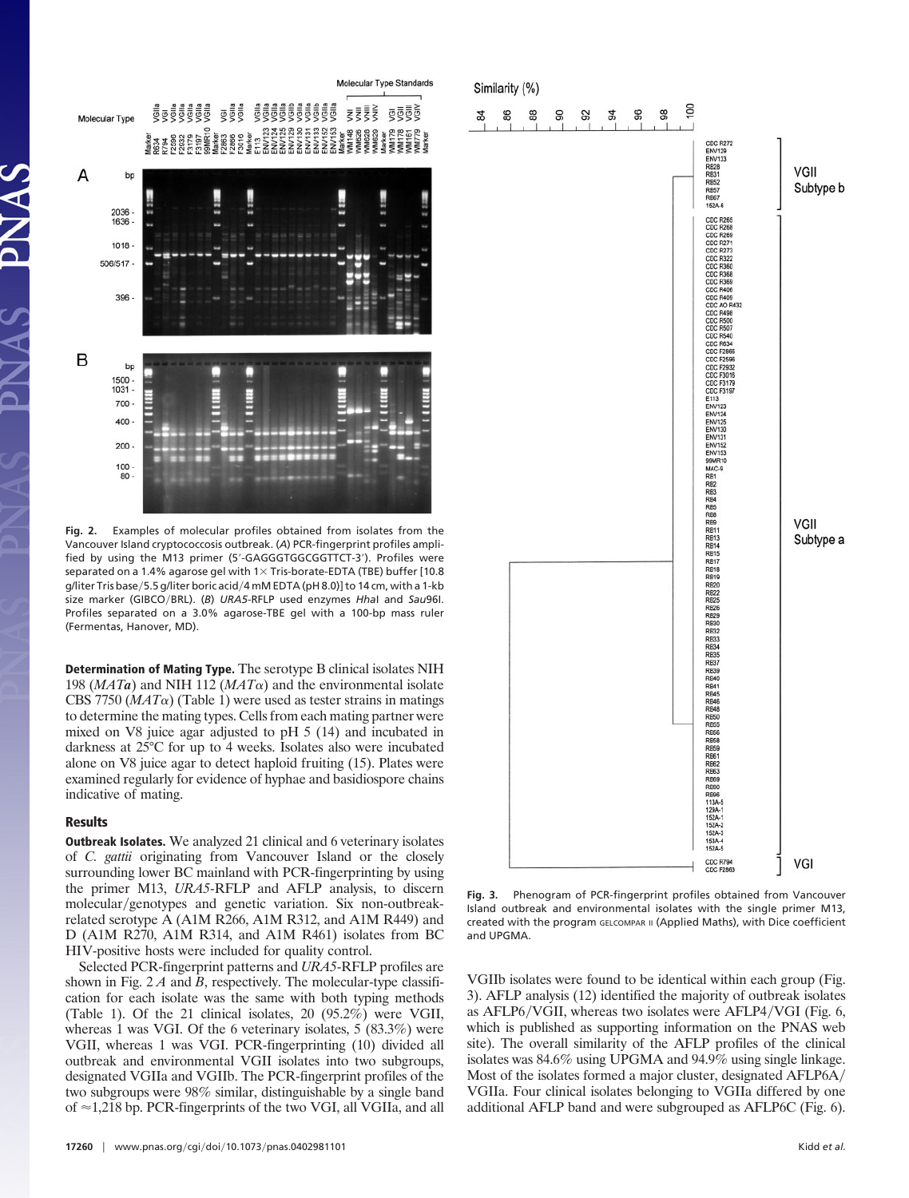Fig. 2. Examples of molecular profiles obtained from isolates from the Vancouver Island cryptococcosis outbreak. (*A*) PCR-fingerprint profiles amplified by using the M13 primer (5′-GAGGGTGGCGGTTCT-3′). Profiles were separated on a 1.4% agarose gel with 1× Tris-borate-EDTA (TBE) buffer [10.8 g/liter Tris base/5.5 g/liter boric acid/4 mM EDTA (pH 8.0)] to 14 cm, with a 1-kb size marker (GIBCO/BRL). (*B*) *URA5*-RFLP used enzymes *Hha*I and *Sau*96I. Profiles separated on a 3.0% agarose-TBE gel with a 100-bp mass ruler (Fermentas, Hanover, MD).

**Determination of Mating Type.** The serotype B clinical isolates NIH 198 (*MAT**a***) and NIH 112 (*MATα*) and the environmental isolate CBS 7750 (*MATα*) (Table 1) were used as tester strains in matings to determine the mating types. Cells from each mating partner were mixed on V8 juice agar adjusted to pH 5 (14) and incubated in darkness at 25°C for up to 4 weeks. Isolates also were incubated alone on V8 juice agar to detect haploid fruiting (15). Plates were examined regularly for evidence of hyphae and basidiospore chains indicative of mating.

## Results

**Outbreak Isolates.** We analyzed 21 clinical and 6 veterinary isolates of *C. gattii* originating from Vancouver Island or the closely surrounding lower BC mainland with PCR-fingerprinting by using the primer M13, *URA5*-RFLP and AFLP analysis, to discern molecular/genotypes and genetic variation. Six non-outbreak-related serotype A (A1M R266, A1M R312, and A1M R449) and D (A1M R270, A1M R314, and A1M R461) isolates from BC HIV-positive hosts were included for quality control.

Selected PCR-fingerprint patterns and *URA5*-RFLP profiles are shown in Fig. 2 *A* and *B*, respectively. The molecular-type classification for each isolate was the same with both typing methods (Table 1). Of the 21 clinical isolates, 20 (95.2%) were VGII, whereas 1 was VGI. Of the 6 veterinary isolates, 5 (83.3%) were VGII, whereas 1 was VGI. PCR-fingerprinting (10) divided all outbreak and environmental VGII isolates into two subgroups, designated VGIIa and VGIIb. The PCR-fingerprint profiles of the two subgroups were 98% similar, distinguishable by a single band of ≈1,218 bp. PCR-fingerprints of the two VGI, all VGIIa, and all VGIIb isolates were found to be identical within each group (Fig. 3). AFLP analysis (12) identified the majority of outbreak isolates as AFLP6/VGII, whereas two isolates were AFLP4/VGI (Fig. 6, which is published as supporting information on the PNAS web site). The overall similarity of the AFLP profiles of the clinical isolates was 84.6% using UPGMA and 94.9% using single linkage. Most of the isolates formed a major cluster, designated AFLP6A/VGIIa. Four clinical isolates belonging to VGIIa differed by one additional AFLP band and were subgrouped as AFLP6C (Fig. 6).

Fig. 3. Phenogram of PCR-fingerprint profiles obtained from Vancouver Island outbreak and environmental isolates with the single primer M13, created with the program GELCOMPAR II (Applied Maths), with Dice coefficient and UPGMA.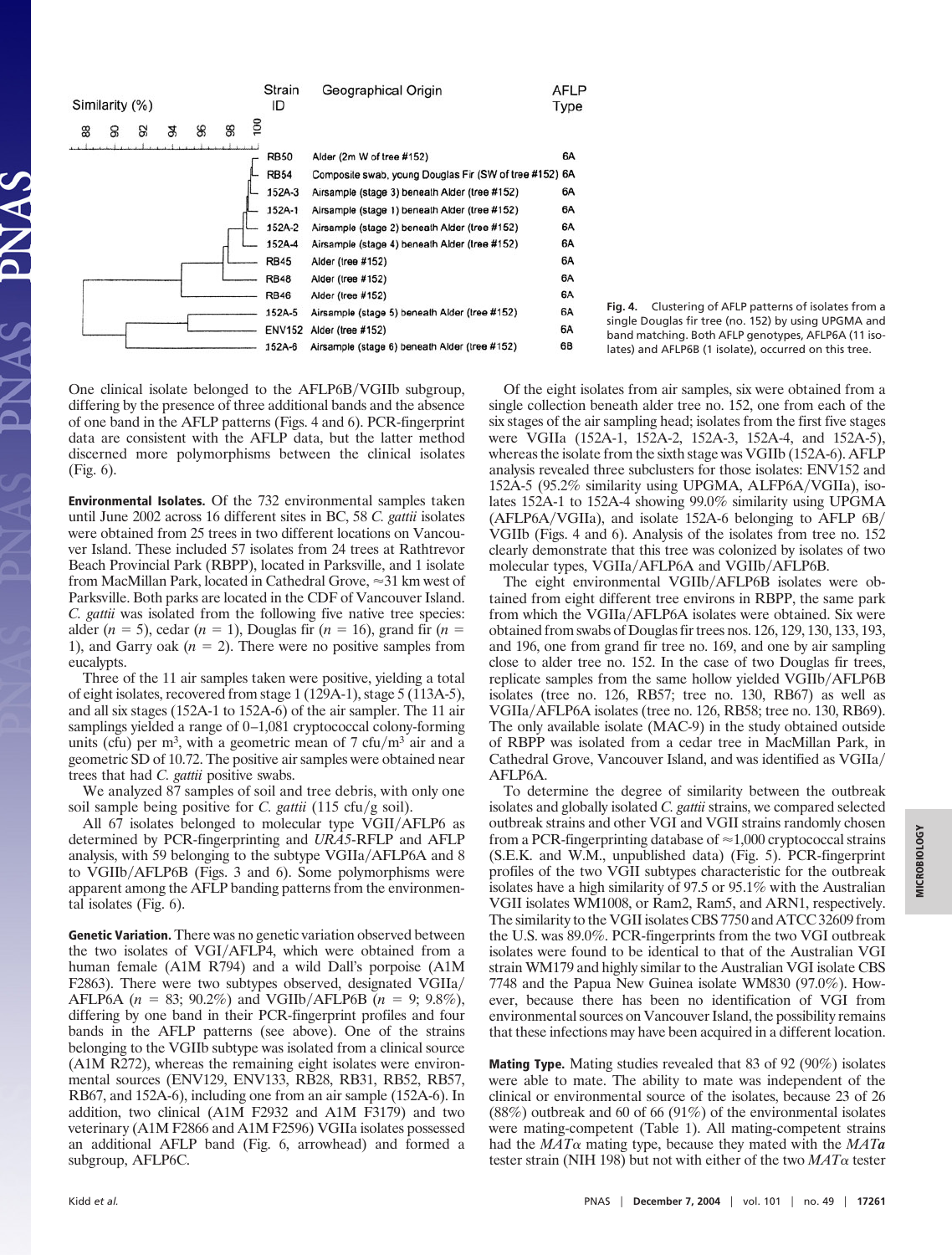| Strain ID | Geographical Origin | AFLP Type |
|---|---|---|
| RB50 | Alder (2m W of tree #152) | 6A |
| RB54 | Composite swab, young Douglas Fir (SW of tree #152) | 6A |
| 152A-3 | Airsample (stage 3) beneath Alder (tree #152) | 6A |
| 152A-1 | Airsample (stage 1) beneath Alder (tree #152) | 6A |
| 152A-2 | Airsample (stage 2) beneath Alder (tree #152) | 6A |
| 152A-4 | Airsample (stage 4) beneath Alder (tree #152) | 6A |
| RB45 | Alder (tree #152) | 6A |
| RB48 | Alder (tree #152) | 6A |
| RB46 | Alder (tree #152) | 6A |
| 152A-5 | Airsample (stage 5) beneath Alder (tree #152) | 6A |
| ENV152 | Alder (tree #152) | 6A |
| 152A-6 | Airsample (stage 6) beneath Alder (tree #152) | 6B |

**Fig. 4.** Clustering of AFLP patterns of isolates from a single Douglas fir tree (no. 152) by using UPGMA and band matching. Both AFLP genotypes, AFLP6A (11 isolates) and AFLP6B (1 isolate), occurred on this tree.

One clinical isolate belonged to the AFLP6B/VGIIb subgroup, differing by the presence of three additional bands and the absence of one band in the AFLP patterns (Figs. 4 and 6). PCR-fingerprint data are consistent with the AFLP data, but the latter method discerned more polymorphisms between the clinical isolates (Fig. 6).

**Environmental Isolates.** Of the 732 environmental samples taken until June 2002 across 16 different sites in BC, 58 *C. gattii* isolates were obtained from 25 trees in two different locations on Vancouver Island. These included 57 isolates from 24 trees at Rathtrevor Beach Provincial Park (RBPP), located in Parksville, and 1 isolate from MacMillan Park, located in Cathedral Grove, ≈31 km west of Parksville. Both parks are located in the CDF of Vancouver Island. *C. gattii* was isolated from the following five native tree species: alder ($n = 5$), cedar ($n = 1$), Douglas fir ($n = 16$), grand fir ($n = 1$), and Garry oak ($n = 2$). There were no positive samples from eucalypts.

Three of the 11 air samples taken were positive, yielding a total of eight isolates, recovered from stage 1 (129A-1), stage 5 (113A-5), and all six stages (152A-1 to 152A-6) of the air sampler. The 11 air samplings yielded a range of 0–1,081 cryptococcal colony-forming units (cfu) per m$^3$, with a geometric mean of 7 cfu/m$^3$ air and a geometric SD of 10.72. The positive air samples were obtained near trees that had *C. gattii* positive swabs.

We analyzed 87 samples of soil and tree debris, with only one soil sample being positive for *C. gattii* (115 cfu/g soil).

All 67 isolates belonged to molecular type VGII/AFLP6 as determined by PCR-fingerprinting and *URA5*-RFLP and AFLP analysis, with 59 belonging to the subtype VGIIa/AFLP6A and 8 to VGIIb/AFLP6B (Figs. 3 and 6). Some polymorphisms were apparent among the AFLP banding patterns from the environmental isolates (Fig. 6).

**Genetic Variation.** There was no genetic variation observed between the two isolates of VGI/AFLP4, which were obtained from a human female (A1M R794) and a wild Dall's porpoise (A1M F2863). There were two subtypes observed, designated VGIIa/AFLP6A ($n = 83$; 90.2%) and VGIIb/AFLP6B ($n = 9$; 9.8%), differing by one band in their PCR-fingerprint profiles and four bands in the AFLP patterns (see above). One of the strains belonging to the VGIIb subtype was isolated from a clinical source (A1M R272), whereas the remaining eight isolates were environmental sources (ENV129, ENV133, RB28, RB31, RB52, RB57, RB67, and 152A-6), including one from an air sample (152A-6). In addition, two clinical (A1M F2932 and A1M F3179) and two veterinary (A1M F2866 and A1M F2596) VGIIa isolates possessed an additional AFLP band (Fig. 6, arrowhead) and formed a subgroup, AFLP6C.

Of the eight isolates from air samples, six were obtained from a single collection beneath alder tree no. 152, one from each of the six stages of the air sampling head; isolates from the first five stages were VGIIa (152A-1, 152A-2, 152A-3, 152A-4, and 152A-5), whereas the isolate from the sixth stage was VGIIb (152A-6). AFLP analysis revealed three subclusters for those isolates: ENV152 and 152A-5 (95.2% similarity using UPGMA, ALFP6A/VGIIa), isolates 152A-1 to 152A-4 showing 99.0% similarity using UPGMA (AFLP6A/VGIIa), and isolate 152A-6 belonging to AFLP 6B/VGIIb (Figs. 4 and 6). Analysis of the isolates from tree no. 152 clearly demonstrate that this tree was colonized by isolates of two molecular types, VGIIa/AFLP6A and VGIIb/AFLP6B.

The eight environmental VGIIb/AFLP6B isolates were obtained from eight different tree environs in RBPP, the same park from which the VGIIa/AFLP6A isolates were obtained. Six were obtained from swabs of Douglas fir trees nos. 126, 129, 130, 133, 193, and 196, one from grand fir tree no. 169, and one by air sampling close to alder tree no. 152. In the case of two Douglas fir trees, replicate samples from the same hollow yielded VGIIb/AFLP6B isolates (tree no. 126, RB57; tree no. 130, RB67) as well as VGIIa/AFLP6A isolates (tree no. 126, RB58; tree no. 130, RB69). The only available isolate (MAC-9) in the study obtained outside of RBPP was isolated from a cedar tree in MacMillan Park, in Cathedral Grove, Vancouver Island, and was identified as VGIIa/AFLP6A.

To determine the degree of similarity between the outbreak isolates and globally isolated *C. gattii* strains, we compared selected outbreak strains and other VGI and VGII strains randomly chosen from a PCR-fingerprinting database of ≈1,000 cryptococcal strains (S.E.K. and W.M., unpublished data) (Fig. 5). PCR-fingerprint profiles of the two VGII subtypes characteristic for the outbreak isolates have a high similarity of 97.5 or 95.1% with the Australian VGII isolates WM1008, or Ram2, Ram5, and ARN1, respectively. The similarity to the VGII isolates CBS 7750 and ATCC 32609 from the U.S. was 89.0%. PCR-fingerprints from the two VGI outbreak isolates were found to be identical to that of the Australian VGI strain WM179 and highly similar to the Australian VGI isolate CBS 7748 and the Papua New Guinea isolate WM830 (97.0%). However, because there has been no identification of VGI from environmental sources on Vancouver Island, the possibility remains that these infections may have been acquired in a different location.

**Mating Type.** Mating studies revealed that 83 of 92 (90%) isolates were able to mate. The ability to mate was independent of the clinical or environmental source of the isolates, because 23 of 26 (88%) outbreak and 60 of 66 (91%) of the environmental isolates were mating-competent (Table 1). All mating-competent strains had the *MAT*$\alpha$ mating type, because they mated with the ***MAT*a** tester strain (NIH 198) but not with either of the two *MAT*$\alpha$ tester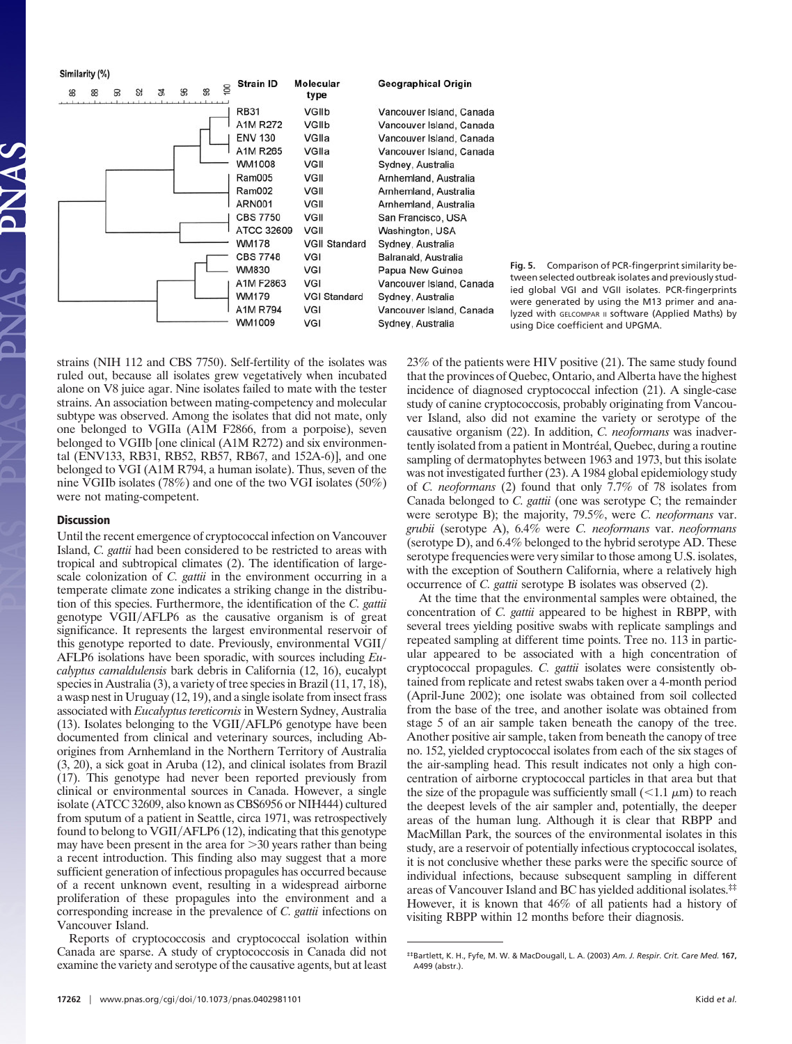| Strain ID | Molecular type | Geographical Origin |
|---|---|---|
| RB31 | VGIIb | Vancouver Island, Canada |
| A1M R272 | VGIIb | Vancouver Island, Canada |
| ENV 130 | VGIIa | Vancouver Island, Canada |
| A1M R265 | VGIIa | Vancouver Island, Canada |
| WM1008 | VGII | Sydney, Australia |
| Ram005 | VGII | Arnhemland, Australia |
| Ram002 | VGII | Arnhemland, Australia |
| ARN001 | VGII | Arnhemland, Australia |
| CBS 7750 | VGII | San Francisco, USA |
| ATCC 32609 | VGII | Washington, USA |
| WM178 | VGII Standard | Sydney, Australia |
| CBS 7748 | VGI | Balranald, Australia |
| WM830 | VGI | Papua New Guinea |
| A1M F2863 | VGI | Vancouver Island, Canada |
| WM179 | VGI Standard | Sydney, Australia |
| A1M R794 | VGI | Vancouver Island, Canada |
| WM1009 | VGI | Sydney, Australia |

**Fig. 5.** Comparison of PCR-fingerprint similarity between selected outbreak isolates and previously studied global VGI and VGII isolates. PCR-fingerprints were generated by using the M13 primer and analyzed with GELCOMPAR II software (Applied Maths) by using Dice coefficient and UPGMA.

strains (NIH 112 and CBS 7750). Self-fertility of the isolates was ruled out, because all isolates grew vegetatively when incubated alone on V8 juice agar. Nine isolates failed to mate with the tester strains. An association between mating-competency and molecular subtype was observed. Among the isolates that did not mate, only one belonged to VGIIa (A1M F2866, from a porpoise), seven belonged to VGIIb [one clinical (A1M R272) and six environmental (ENV133, RB31, RB52, RB57, RB67, and 152A-6)], and one belonged to VGI (A1M R794, a human isolate). Thus, seven of the nine VGIIb isolates (78%) and one of the two VGI isolates (50%) were not mating-competent.

## Discussion

Until the recent emergence of cryptococcal infection on Vancouver Island, *C. gattii* had been considered to be restricted to areas with tropical and subtropical climates (2). The identification of large-scale colonization of *C. gattii* in the environment occurring in a temperate climate zone indicates a striking change in the distribution of this species. Furthermore, the identification of the *C. gattii* genotype VGII/AFLP6 as the causative organism is of great significance. It represents the largest environmental reservoir of this genotype reported to date. Previously, environmental VGII/AFLP6 isolations have been sporadic, with sources including *Eucalyptus camaldulensis* bark debris in California (12, 16), eucalypt species in Australia (3), a variety of tree species in Brazil (11, 17, 18), a wasp nest in Uruguay (12, 19), and a single isolate from insect frass associated with *Eucalyptus tereticornis* in Western Sydney, Australia (13). Isolates belonging to the VGII/AFLP6 genotype have been documented from clinical and veterinary sources, including Aborigines from Arnhemland in the Northern Territory of Australia (3, 20), a sick goat in Aruba (12), and clinical isolates from Brazil (17). This genotype had never been reported previously from clinical or environmental sources in Canada. However, a single isolate (ATCC 32609, also known as CBS6956 or NIH444) cultured from sputum of a patient in Seattle, circa 1971, was retrospectively found to belong to VGII/AFLP6 (12), indicating that this genotype may have been present in the area for >30 years rather than being a recent introduction. This finding also may suggest that a more sufficient generation of infectious propagules has occurred because of a recent unknown event, resulting in a widespread airborne proliferation of these propagules into the environment and a corresponding increase in the prevalence of *C. gattii* infections on Vancouver Island.

Reports of cryptococcosis and cryptococcal isolation within Canada are sparse. A study of cryptococcosis in Canada did not examine the variety and serotype of the causative agents, but at least 23% of the patients were HIV positive (21). The same study found that the provinces of Quebec, Ontario, and Alberta have the highest incidence of diagnosed cryptococcal infection (21). A single-case study of canine cryptococcosis, probably originating from Vancouver Island, also did not examine the variety or serotype of the causative organism (22). In addition, *C. neoformans* was inadvertently isolated from a patient in Montréal, Quebec, during a routine sampling of dermatophytes between 1963 and 1973, but this isolate was not investigated further (23). A 1984 global epidemiology study of *C. neoformans* (2) found that only 7.7% of 78 isolates from Canada belonged to *C. gattii* (one was serotype C; the remainder were serotype B); the majority, 79.5%, were *C. neoformans* var. *grubii* (serotype A), 6.4% were *C. neoformans* var. *neoformans* (serotype D), and 6.4% belonged to the hybrid serotype AD. These serotype frequencies were very similar to those among U.S. isolates, with the exception of Southern California, where a relatively high occurrence of *C. gattii* serotype B isolates was observed (2).

At the time that the environmental samples were obtained, the concentration of *C. gattii* appeared to be highest in RBPP, with several trees yielding positive swabs with replicate samplings and repeated sampling at different time points. Tree no. 113 in particular appeared to be associated with a high concentration of cryptococcal propagules. *C. gattii* isolates were consistently obtained from replicate and retest swabs taken over a 4-month period (April-June 2002); one isolate was obtained from soil collected from the base of the tree, and another isolate was obtained from stage 5 of an air sample taken beneath the canopy of the tree. Another positive air sample, taken from beneath the canopy of tree no. 152, yielded cryptococcal isolates from each of the six stages of the air-sampling head. This result indicates not only a high concentration of airborne cryptococcal particles in that area but that the size of the propagule was sufficiently small (<1.1 μm) to reach the deepest levels of the air sampler and, potentially, the deeper areas of the human lung. Although it is clear that RBPP and MacMillan Park, the sources of the environmental isolates in this study, are a reservoir of potentially infectious cryptococcal isolates, it is not conclusive whether these parks were the specific source of individual infections, because subsequent sampling in different areas of Vancouver Island and BC has yielded additional isolates.[‡‡] However, it is known that 46% of all patients had a history of visiting RBPP within 12 months before their diagnosis.

[‡‡]Bartlett, K. H., Fyfe, M. W. & MacDougall, L. A. (2003) *Am. J. Respir. Crit. Care Med.* **167,** A499 (abstr.).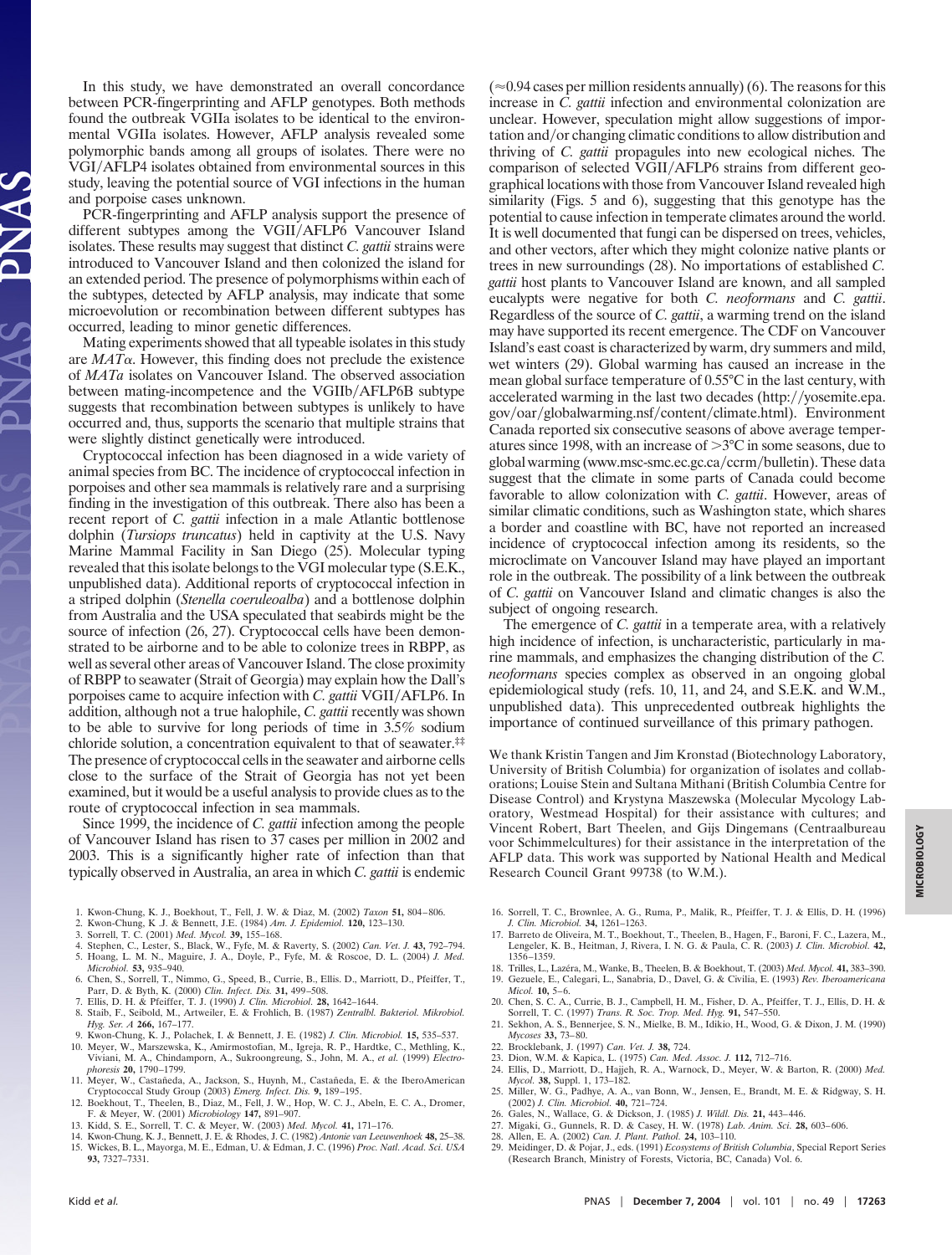In this study, we have demonstrated an overall concordance between PCR-fingerprinting and AFLP genotypes. Both methods found the outbreak VGIIa isolates to be identical to the environmental VGIIa isolates. However, AFLP analysis revealed some polymorphic bands among all groups of isolates. There were no VGI/AFLP4 isolates obtained from environmental sources in this study, leaving the potential source of VGI infections in the human and porpoise cases unknown.

PCR-fingerprinting and AFLP analysis support the presence of different subtypes among the VGII/AFLP6 Vancouver Island isolates. These results may suggest that distinct *C. gattii* strains were introduced to Vancouver Island and then colonized the island for an extended period. The presence of polymorphisms within each of the subtypes, detected by AFLP analysis, may indicate that some microevolution or recombination between different subtypes has occurred, leading to minor genetic differences.

Mating experiments showed that all typeable isolates in this study are *MAT*α. However, this finding does not preclude the existence of *MATa* isolates on Vancouver Island. The observed association between mating-incompetence and the VGIIb/AFLP6B subtype suggests that recombination between subtypes is unlikely to have occurred and, thus, supports the scenario that multiple strains that were slightly distinct genetically were introduced.

Cryptococcal infection has been diagnosed in a wide variety of animal species from BC. The incidence of cryptococcal infection in porpoises and other sea mammals is relatively rare and a surprising finding in the investigation of this outbreak. There also has been a recent report of *C. gattii* infection in a male Atlantic bottlenose dolphin (*Tursiops truncatus*) held in captivity at the U.S. Navy Marine Mammal Facility in San Diego (25). Molecular typing revealed that this isolate belongs to the VGI molecular type (S.E.K., unpublished data). Additional reports of cryptococcal infection in a striped dolphin (*Stenella coeruleoalba*) and a bottlenose dolphin from Australia and the USA speculated that seabirds might be the source of infection (26, 27). Cryptococcal cells have been demonstrated to be airborne and to be able to colonize trees in RBPP, as well as several other areas of Vancouver Island. The close proximity of RBPP to seawater (Strait of Georgia) may explain how the Dall's porpoises came to acquire infection with *C. gattii* VGII/AFLP6. In addition, although not a true halophile, *C. gattii* recently was shown to be able to survive for long periods of time in 3.5% sodium chloride solution, a concentration equivalent to that of seawater.‡‡ The presence of cryptococcal cells in the seawater and airborne cells close to the surface of the Strait of Georgia has not yet been examined, but it would be a useful analysis to provide clues as to the route of cryptococcal infection in sea mammals.

Since 1999, the incidence of *C. gattii* infection among the people of Vancouver Island has risen to 37 cases per million in 2002 and 2003. This is a significantly higher rate of infection than that typically observed in Australia, an area in which *C. gattii* is endemic ($\approx$0.94 cases per million residents annually) (6). The reasons for this increase in *C. gattii* infection and environmental colonization are unclear. However, speculation might allow suggestions of importation and/or changing climatic conditions to allow distribution and thriving of *C. gattii* propagules into new ecological niches. The comparison of selected VGII/AFLP6 strains from different geographical locations with those from Vancouver Island revealed high similarity (Figs. 5 and 6), suggesting that this genotype has the potential to cause infection in temperate climates around the world. It is well documented that fungi can be dispersed on trees, vehicles, and other vectors, after which they might colonize native plants or trees in new surroundings (28). No importations of established *C. gattii* host plants to Vancouver Island are known, and all sampled eucalypts were negative for both *C. neoformans* and *C. gattii*. Regardless of the source of *C. gattii*, a warming trend on the island may have supported its recent emergence. The CDF on Vancouver Island's east coast is characterized by warm, dry summers and mild, wet winters (29). Global warming has caused an increase in the mean global surface temperature of 0.55°C in the last century, with accelerated warming in the last two decades (http://yosemite.epa.gov/oar/globalwarming.nsf/content/climate.html). Environment Canada reported six consecutive seasons of above average temperatures since 1998, with an increase of >3°C in some seasons, due to global warming (www.msc-smc.ec.gc.ca/ccrm/bulletin). These data suggest that the climate in some parts of Canada could become favorable to allow colonization with *C. gattii*. However, areas of similar climatic conditions, such as Washington state, which shares a border and coastline with BC, have not reported an increased incidence of cryptococcal infection among its residents, so the microclimate on Vancouver Island may have played an important role in the outbreak. The possibility of a link between the outbreak of *C. gattii* on Vancouver Island and climatic changes is also the subject of ongoing research.

The emergence of *C. gattii* in a temperate area, with a relatively high incidence of infection, is uncharacteristic, particularly in marine mammals, and emphasizes the changing distribution of the *C. neoformans* species complex as observed in an ongoing global epidemiological study (refs. 10, 11, and 24, and S.E.K. and W.M., unpublished data). This unprecedented outbreak highlights the importance of continued surveillance of this primary pathogen.

We thank Kristin Tangen and Jim Kronstad (Biotechnology Laboratory, University of British Columbia) for organization of isolates and collaborations; Louise Stein and Sultana Mithani (British Columbia Centre for Disease Control) and Krystyna Maszewska (Molecular Mycology Laboratory, Westmead Hospital) for their assistance with cultures; and Vincent Robert, Bart Theelen, and Gijs Dingemans (Centraalbureau voor Schimmelcultures) for their assistance in the interpretation of the AFLP data. This work was supported by National Health and Medical Research Council Grant 99738 (to W.M.).

1. Kwon-Chung, K. J., Boekhout, T., Fell, J. W. & Diaz, M. (2002) *Taxon* **51,** 804–806.
2. Kwon-Chung, K. J. & Bennett, J.E. (1984) *Am. J. Epidemiol.* **120,** 123–130.
3. Sorrell, T. C. (2001) *Med. Mycol.* **39,** 155–168.
4. Stephen, C., Lester, S., Black, W., Fyfe, M. & Raverty, S. (2002) *Can. Vet. J.* **43,** 792–794.
5. Hoang, L. M. N., Maguire, J. A., Doyle, P., Fyfe, M. & Roscoe, D. L. (2004) *J. Med. Microbiol.* **53,** 935–940.
6. Chen, S., Sorrell, T., Nimmo, G., Speed, B., Currie, B., Ellis, D., Marriott, D., Pfeiffer, T., Parr, D. & Byth, K. (2000) *Clin. Infect. Dis.* **31,** 499–508.
7. Ellis, D. H. & Pfeiffer, T. J. (1990) *J. Clin. Microbiol.* **28,** 1642–1644.
8. Staib, F., Seibold, M., Artweiler, E. & Frohlich, B. (1987) *Zentralbl. Bakteriol. Mikrobiol. Hyg. Ser. A* **266,** 167–177.
9. Kwon-Chung, K. J., Polachek, I. & Bennett, J. E. (1982) *J. Clin. Microbiol.* **15,** 535–537.
10. Meyer, W., Marszewska, K., Amirmostofian, M., Igreja, R. P., Hardtke, C., Methling, K., Viviani, M. A., Chindamporn, A., Sukroongreung, S., John, M. A., *et al.* (1999) *Electrophoresis* **20,** 1790–1799.
11. Meyer, W., Castañeda, A., Jackson, S., Huynh, M., Castañeda, E. & the IberoAmerican Cryptococcal Study Group (2003) *Emerg. Infect. Dis.* **9,** 189–195.
12. Boekhout, T., Theelen, B., Diaz, M., Fell, J. W., Hop, W. C. J., Abeln, E. C. A., Dromer, F. & Meyer, W. (2001) *Microbiology* **147,** 891–907.
13. Kidd, S. E., Sorrell, T. C. & Meyer, W. (2003) *Med. Mycol.* **41,** 171–176.
14. Kwon-Chung, K. J., Bennett, J. E. & Rhodes, J. C. (1982) *Antonie van Leeuwenhoek* **48,** 25–38.
15. Wickes, B. L., Mayorga, M. E., Edman, U. & Edman, J. C. (1996) *Proc. Natl. Acad. Sci. USA* **93,** 7327–7331.
16. Sorrell, T. C., Brownlee, A. G., Ruma, P., Malik, R., Pfeiffer, T. J. & Ellis, D. H. (1996) *J. Clin. Microbiol.* **34,** 1261–1263.
17. Barreto de Oliveira, M. T., Boekhout, T., Theelen, B., Hagen, F., Baroni, F. C., Lazera, M., Lengeler, K. B., Heitman, J, Rivera, I. N. G. & Paula, C. R. (2003) *J. Clin. Microbiol.* **42,** 1356–1359.
18. Trilles, L., Lazéra, M., Wanke, B., Theelen, B. & Boekhout, T. (2003) *Med. Mycol.* **41,** 383–390.
19. Gezuele, E., Calegari, L., Sanabria, D., Davel, G. & Civila, E. (1993) *Rev. Iberoamericana Micol.* **10,** 5–6.
20. Chen, S. C. A., Currie, B. J., Campbell, H. M., Fisher, D. A., Pfeiffer, T. J., Ellis, D. H. & Sorrell, T. C. (1997) *Trans. R. Soc. Trop. Med. Hyg.* **91,** 547–550.
21. Sekhon, A. S., Bennerjee, S. N., Mielke, B. M., Idikio, H., Wood, G. & Dixon, J. M. (1990) *Mycoses* **33,** 73–80.
22. Brocklebank, J. (1997) *Can. Vet. J.* **38,** 724.
23. Dion, W.M. & Kapica, L. (1975) *Can. Med. Assoc. J.* **112,** 712–716.
24. Ellis, D., Marriott, D., Hajjeh, R. A., Warnock, D., Meyer, W. & Barton, R. (2000) *Med. Mycol.* **38,** Suppl. 1, 173–182.
25. Miller, W. G., Padhye, A. A., van Bonn, W., Jensen, E., Brandt, M. E. & Ridgway, S. H. (2002) *J. Clin. Microbiol.* **40,** 721–724.
26. Gales, N., Wallace, G. & Dickson, J. (1985) *J. Wildl. Dis.* **21,** 443–446.
27. Migaki, G., Gunnels, R. D. & Casey, H. W. (1978) *Lab. Anim. Sci.* **28,** 603–606.
28. Allen, E. A. (2002) *Can. J. Plant. Pathol.* **24,** 103–110.
29. Meidinger, D. & Pojar, J., eds. (1991) *Ecosystems of British Columbia*, Special Report Series (Research Branch, Ministry of Forests, Victoria, BC, Canada) Vol. 6.